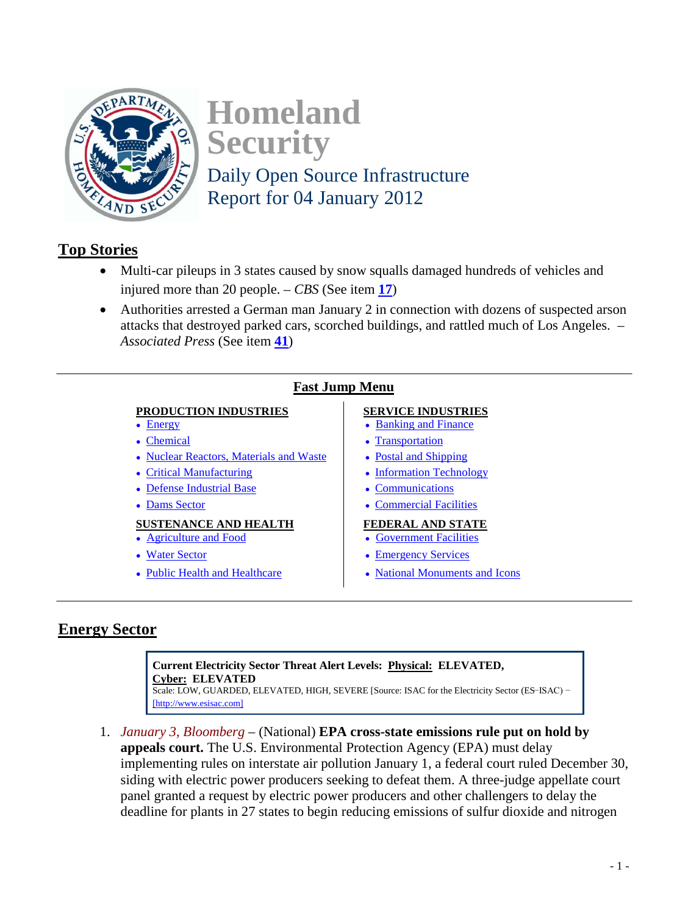# Homeland Security

## Daily Open Source Infrastructure Report for 04 January 2012

## Top Stories

- Multi-car pileups in 3 states caused by snow squalls damaged hundreds of vehicles and injured more than 20 people. – *CBS* (See item **17**)
- Authorities arrested a German man January 2 in connection with dozens of suspected arson attacks that destroyed parked cars, scorched buildings, and rattled much of Los Angeles. – *Associated Press* (See item **41**)

## Fast Jump Menu

**PRODUCTION INDUSTRIES**
- Energy
- Chemical
- Nuclear Reactors, Materials and Waste
- Critical Manufacturing
- Defense Industrial Base
- Dams Sector

**SUSTENANCE AND HEALTH**
- Agriculture and Food
- Water Sector
- Public Health and Healthcare

**SERVICE INDUSTRIES**
- Banking and Finance
- Transportation
- Postal and Shipping
- Information Technology
- Communications
- Commercial Facilities

**FEDERAL AND STATE**
- Government Facilities
- Emergency Services
- National Monuments and Icons

## Energy Sector

**Current Electricity Sector Threat Alert Levels: Physical: ELEVATED, Cyber: ELEVATED**
Scale: LOW, GUARDED, ELEVATED, HIGH, SEVERE [Source: ISAC for the Electricity Sector (ES-ISAC) – [http://www.esisac.com]

1. *January 3, Bloomberg* – (National) **EPA cross-state emissions rule put on hold by appeals court.** The U.S. Environmental Protection Agency (EPA) must delay implementing rules on interstate air pollution January 1, a federal court ruled December 30, siding with electric power producers seeking to defeat them. A three-judge appellate court panel granted a request by electric power producers and other challengers to delay the deadline for plants in 27 states to begin reducing emissions of sulfur dioxide and nitrogen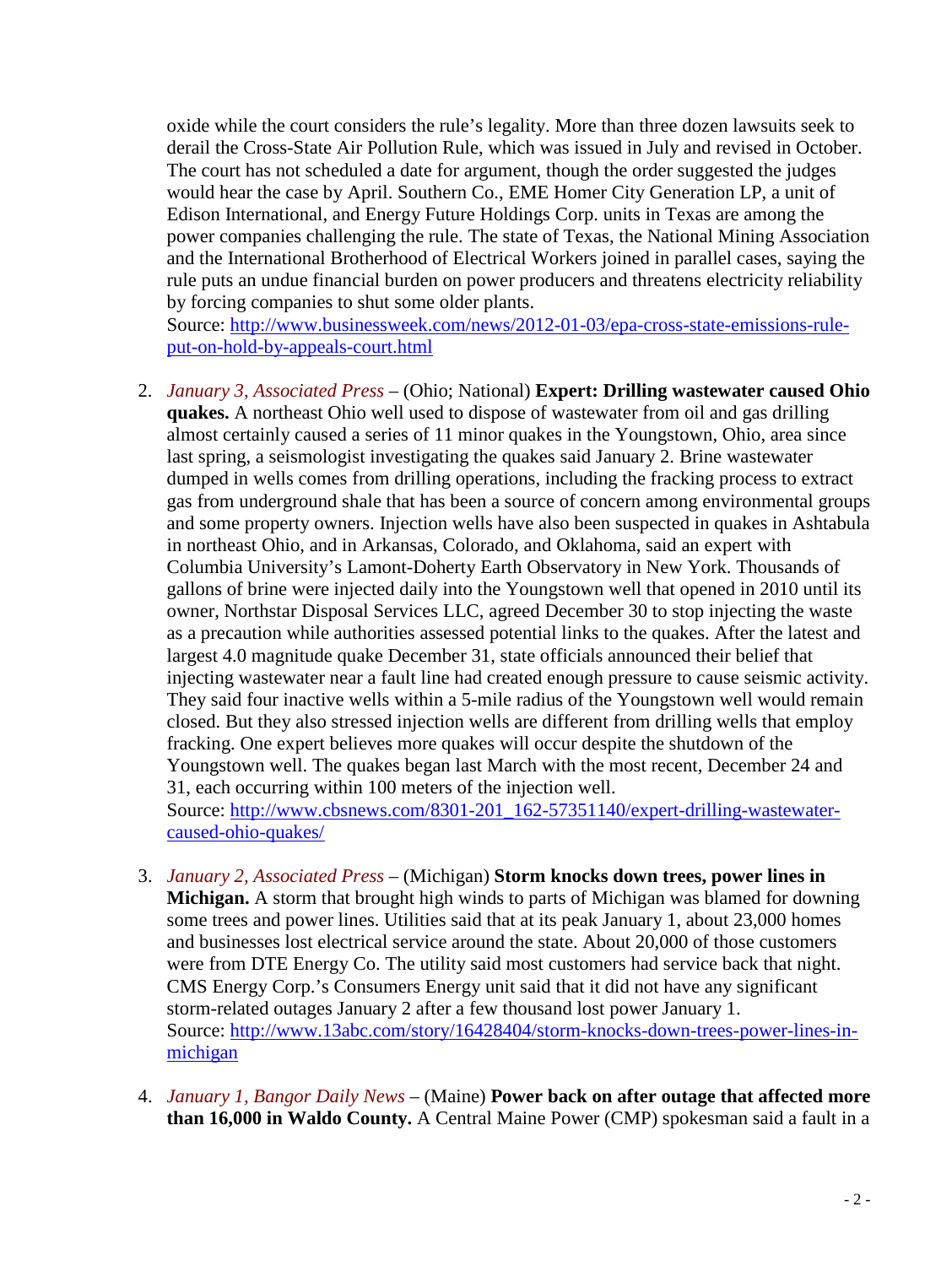oxide while the court considers the rule's legality. More than three dozen lawsuits seek to derail the Cross-State Air Pollution Rule, which was issued in July and revised in October. The court has not scheduled a date for argument, though the order suggested the judges would hear the case by April. Southern Co., EME Homer City Generation LP, a unit of Edison International, and Energy Future Holdings Corp. units in Texas are among the power companies challenging the rule. The state of Texas, the National Mining Association and the International Brotherhood of Electrical Workers joined in parallel cases, saying the rule puts an undue financial burden on power producers and threatens electricity reliability by forcing companies to shut some older plants.
Source: [http://www.businessweek.com/news/2012-01-03/epa-cross-state-emissions-rule-put-on-hold-by-appeals-court.html](http://www.businessweek.com/news/2012-01-03/epa-cross-state-emissions-rule-put-on-hold-by-appeals-court.html)

2. *January 3, Associated Press* – (Ohio; National) **Expert: Drilling wastewater caused Ohio quakes.** A northeast Ohio well used to dispose of wastewater from oil and gas drilling almost certainly caused a series of 11 minor quakes in the Youngstown, Ohio, area since last spring, a seismologist investigating the quakes said January 2. Brine wastewater dumped in wells comes from drilling operations, including the fracking process to extract gas from underground shale that has been a source of concern among environmental groups and some property owners. Injection wells have also been suspected in quakes in Ashtabula in northeast Ohio, and in Arkansas, Colorado, and Oklahoma, said an expert with Columbia University's Lamont-Doherty Earth Observatory in New York. Thousands of gallons of brine were injected daily into the Youngstown well that opened in 2010 until its owner, Northstar Disposal Services LLC, agreed December 30 to stop injecting the waste as a precaution while authorities assessed potential links to the quakes. After the latest and largest 4.0 magnitude quake December 31, state officials announced their belief that injecting wastewater near a fault line had created enough pressure to cause seismic activity. They said four inactive wells within a 5-mile radius of the Youngstown well would remain closed. But they also stressed injection wells are different from drilling wells that employ fracking. One expert believes more quakes will occur despite the shutdown of the Youngstown well. The quakes began last March with the most recent, December 24 and 31, each occurring within 100 meters of the injection well.
Source: [http://www.cbsnews.com/8301-201_162-57351140/expert-drilling-wastewater-caused-ohio-quakes/](http://www.cbsnews.com/8301-201_162-57351140/expert-drilling-wastewater-caused-ohio-quakes/)

3. *January 2, Associated Press* – (Michigan) **Storm knocks down trees, power lines in Michigan.** A storm that brought high winds to parts of Michigan was blamed for downing some trees and power lines. Utilities said that at its peak January 1, about 23,000 homes and businesses lost electrical service around the state. About 20,000 of those customers were from DTE Energy Co. The utility said most customers had service back that night. CMS Energy Corp.'s Consumers Energy unit said that it did not have any significant storm-related outages January 2 after a few thousand lost power January 1.
Source: [http://www.13abc.com/story/16428404/storm-knocks-down-trees-power-lines-in-michigan](http://www.13abc.com/story/16428404/storm-knocks-down-trees-power-lines-in-michigan)

4. *January 1, Bangor Daily News* – (Maine) **Power back on after outage that affected more than 16,000 in Waldo County.** A Central Maine Power (CMP) spokesman said a fault in a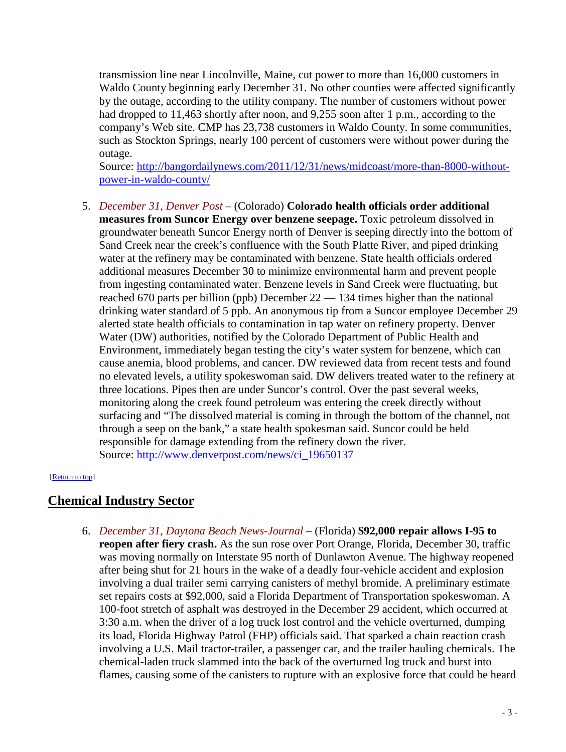transmission line near Lincolnville, Maine, cut power to more than 16,000 customers in Waldo County beginning early December 31. No other counties were affected significantly by the outage, according to the utility company. The number of customers without power had dropped to 11,463 shortly after noon, and 9,255 soon after 1 p.m., according to the company's Web site. CMP has 23,738 customers in Waldo County. In some communities, such as Stockton Springs, nearly 100 percent of customers were without power during the outage.
Source: [http://bangordailynews.com/2011/12/31/news/midcoast/more-than-8000-without-power-in-waldo-county/](http://bangordailynews.com/2011/12/31/news/midcoast/more-than-8000-without-power-in-waldo-county/)

5. *December 31, Denver Post* – (Colorado) **Colorado health officials order additional measures from Suncor Energy over benzene seepage.** Toxic petroleum dissolved in groundwater beneath Suncor Energy north of Denver is seeping directly into the bottom of Sand Creek near the creek's confluence with the South Platte River, and piped drinking water at the refinery may be contaminated with benzene. State health officials ordered additional measures December 30 to minimize environmental harm and prevent people from ingesting contaminated water. Benzene levels in Sand Creek were fluctuating, but reached 670 parts per billion (ppb) December 22 — 134 times higher than the national drinking water standard of 5 ppb. An anonymous tip from a Suncor employee December 29 alerted state health officials to contamination in tap water on refinery property. Denver Water (DW) authorities, notified by the Colorado Department of Public Health and Environment, immediately began testing the city's water system for benzene, which can cause anemia, blood problems, and cancer. DW reviewed data from recent tests and found no elevated levels, a utility spokeswoman said. DW delivers treated water to the refinery at three locations. Pipes then are under Suncor's control. Over the past several weeks, monitoring along the creek found petroleum was entering the creek directly without surfacing and "The dissolved material is coming in through the bottom of the channel, not through a seep on the bank," a state health spokesman said. Suncor could be held responsible for damage extending from the refinery down the river.
Source: [http://www.denverpost.com/news/ci_19650137](http://www.denverpost.com/news/ci_19650137)

[Return to top]

## Chemical Industry Sector

6. *December 31, Daytona Beach News-Journal* – (Florida) **$92,000 repair allows I-95 to reopen after fiery crash.** As the sun rose over Port Orange, Florida, December 30, traffic was moving normally on Interstate 95 north of Dunlawton Avenue. The highway reopened after being shut for 21 hours in the wake of a deadly four-vehicle accident and explosion involving a dual trailer semi carrying canisters of methyl bromide. A preliminary estimate set repairs costs at $92,000, said a Florida Department of Transportation spokeswoman. A 100-foot stretch of asphalt was destroyed in the December 29 accident, which occurred at 3:30 a.m. when the driver of a log truck lost control and the vehicle overturned, dumping its load, Florida Highway Patrol (FHP) officials said. That sparked a chain reaction crash involving a U.S. Mail tractor-trailer, a passenger car, and the trailer hauling chemicals. The chemical-laden truck slammed into the back of the overturned log truck and burst into flames, causing some of the canisters to rupture with an explosive force that could be heard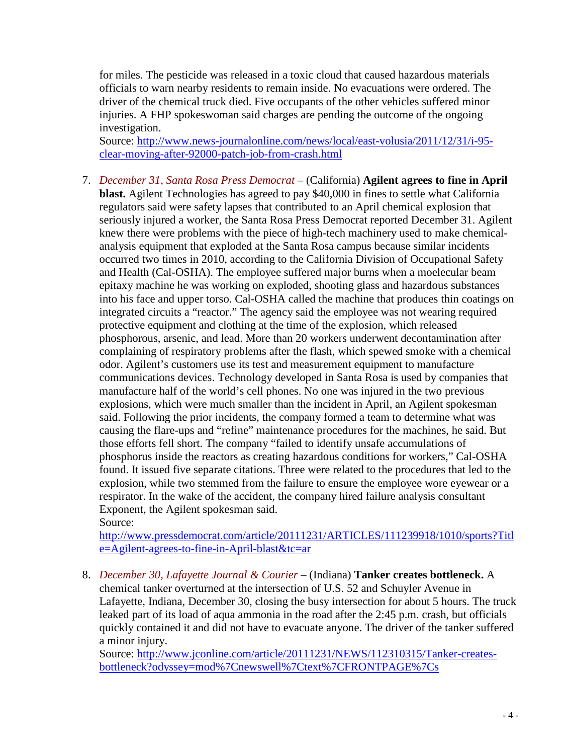for miles. The pesticide was released in a toxic cloud that caused hazardous materials officials to warn nearby residents to remain inside. No evacuations were ordered. The driver of the chemical truck died. Five occupants of the other vehicles suffered minor injuries. A FHP spokeswoman said charges are pending the outcome of the ongoing investigation.
Source: http://www.news-journalonline.com/news/local/east-volusia/2011/12/31/i-95-clear-moving-after-92000-patch-job-from-crash.html

7. *December 31, Santa Rosa Press Democrat* – (California) **Agilent agrees to fine in April blast.** Agilent Technologies has agreed to pay $40,000 in fines to settle what California regulators said were safety lapses that contributed to an April chemical explosion that seriously injured a worker, the Santa Rosa Press Democrat reported December 31. Agilent knew there were problems with the piece of high-tech machinery used to make chemical-analysis equipment that exploded at the Santa Rosa campus because similar incidents occurred two times in 2010, according to the California Division of Occupational Safety and Health (Cal-OSHA). The employee suffered major burns when a moelecular beam epitaxy machine he was working on exploded, shooting glass and hazardous substances into his face and upper torso. Cal-OSHA called the machine that produces thin coatings on integrated circuits a "reactor." The agency said the employee was not wearing required protective equipment and clothing at the time of the explosion, which released phosphorous, arsenic, and lead. More than 20 workers underwent decontamination after complaining of respiratory problems after the flash, which spewed smoke with a chemical odor. Agilent's customers use its test and measurement equipment to manufacture communications devices. Technology developed in Santa Rosa is used by companies that manufacture half of the world's cell phones. No one was injured in the two previous explosions, which were much smaller than the incident in April, an Agilent spokesman said. Following the prior incidents, the company formed a team to determine what was causing the flare-ups and "refine" maintenance procedures for the machines, he said. But those efforts fell short. The company "failed to identify unsafe accumulations of phosphorus inside the reactors as creating hazardous conditions for workers," Cal-OSHA found. It issued five separate citations. Three were related to the procedures that led to the explosion, while two stemmed from the failure to ensure the employee wore eyewear or a respirator. In the wake of the accident, the company hired failure analysis consultant Exponent, the Agilent spokesman said.
Source:
http://www.pressdemocrat.com/article/20111231/ARTICLES/111239918/1010/sports?Title=Agilent-agrees-to-fine-in-April-blast&tc=ar

8. *December 30, Lafayette Journal & Courier* – (Indiana) **Tanker creates bottleneck.** A chemical tanker overturned at the intersection of U.S. 52 and Schuyler Avenue in Lafayette, Indiana, December 30, closing the busy intersection for about 5 hours. The truck leaked part of its load of aqua ammonia in the road after the 2:45 p.m. crash, but officials quickly contained it and did not have to evacuate anyone. The driver of the tanker suffered a minor injury.
Source: http://www.jconline.com/article/20111231/NEWS/112310315/Tanker-creates-bottleneck?odyssey=mod%7Cnewswell%7Ctext%7CFRONTPAGE%7Cs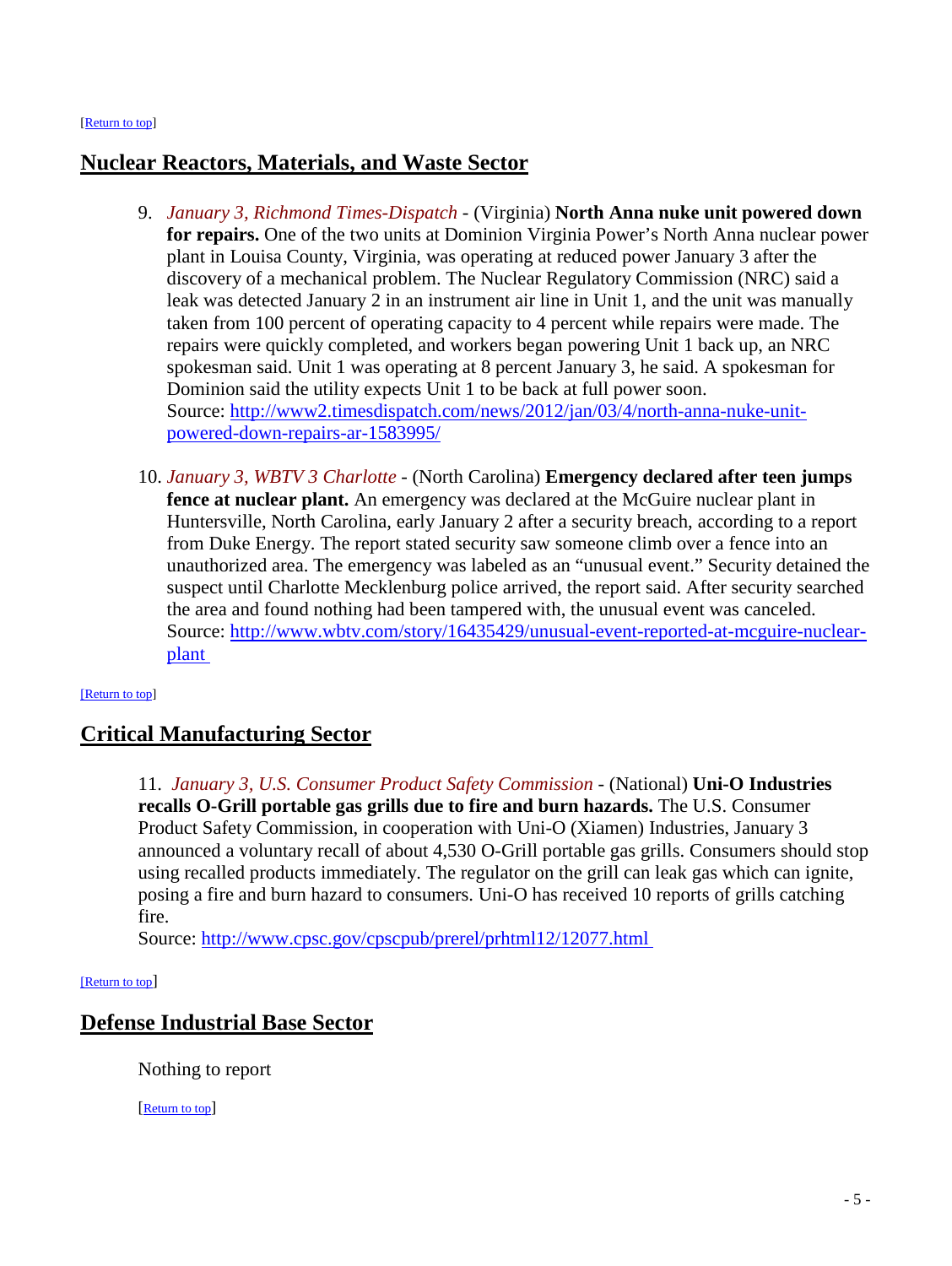[[Return to top](#top)]

## Nuclear Reactors, Materials, and Waste Sector

9. *January 3, Richmond Times-Dispatch* - (Virginia) **North Anna nuke unit powered down for repairs.** One of the two units at Dominion Virginia Power's North Anna nuclear power plant in Louisa County, Virginia, was operating at reduced power January 3 after the discovery of a mechanical problem. The Nuclear Regulatory Commission (NRC) said a leak was detected January 2 in an instrument air line in Unit 1, and the unit was manually taken from 100 percent of operating capacity to 4 percent while repairs were made. The repairs were quickly completed, and workers began powering Unit 1 back up, an NRC spokesman said. Unit 1 was operating at 8 percent January 3, he said. A spokesman for Dominion said the utility expects Unit 1 to be back at full power soon.
Source: [http://www2.timesdispatch.com/news/2012/jan/03/4/north-anna-nuke-unit-powered-down-repairs-ar-1583995/](http://www2.timesdispatch.com/news/2012/jan/03/4/north-anna-nuke-unit-powered-down-repairs-ar-1583995/)

10. *January 3, WBTV 3 Charlotte* - (North Carolina) **Emergency declared after teen jumps fence at nuclear plant.** An emergency was declared at the McGuire nuclear plant in Huntersville, North Carolina, early January 2 after a security breach, according to a report from Duke Energy. The report stated security saw someone climb over a fence into an unauthorized area. The emergency was labeled as an "unusual event." Security detained the suspect until Charlotte Mecklenburg police arrived, the report said. After security searched the area and found nothing had been tampered with, the unusual event was canceled.
Source: [http://www.wbtv.com/story/16435429/unusual-event-reported-at-mcguire-nuclear-plant](http://www.wbtv.com/story/16435429/unusual-event-reported-at-mcguire-nuclear-plant)

[[Return to top](#top)]

## Critical Manufacturing Sector

11. *January 3, U.S. Consumer Product Safety Commission* - (National) **Uni-O Industries recalls O-Grill portable gas grills due to fire and burn hazards.** The U.S. Consumer Product Safety Commission, in cooperation with Uni-O (Xiamen) Industries, January 3 announced a voluntary recall of about 4,530 O-Grill portable gas grills. Consumers should stop using recalled products immediately. The regulator on the grill can leak gas which can ignite, posing a fire and burn hazard to consumers. Uni-O has received 10 reports of grills catching fire.
Source: [http://www.cpsc.gov/cpscpub/prerel/prhtml12/12077.html](http://www.cpsc.gov/cpscpub/prerel/prhtml12/12077.html)

[[Return to top](#top)]

## Defense Industrial Base Sector

Nothing to report

[[Return to top](#top)]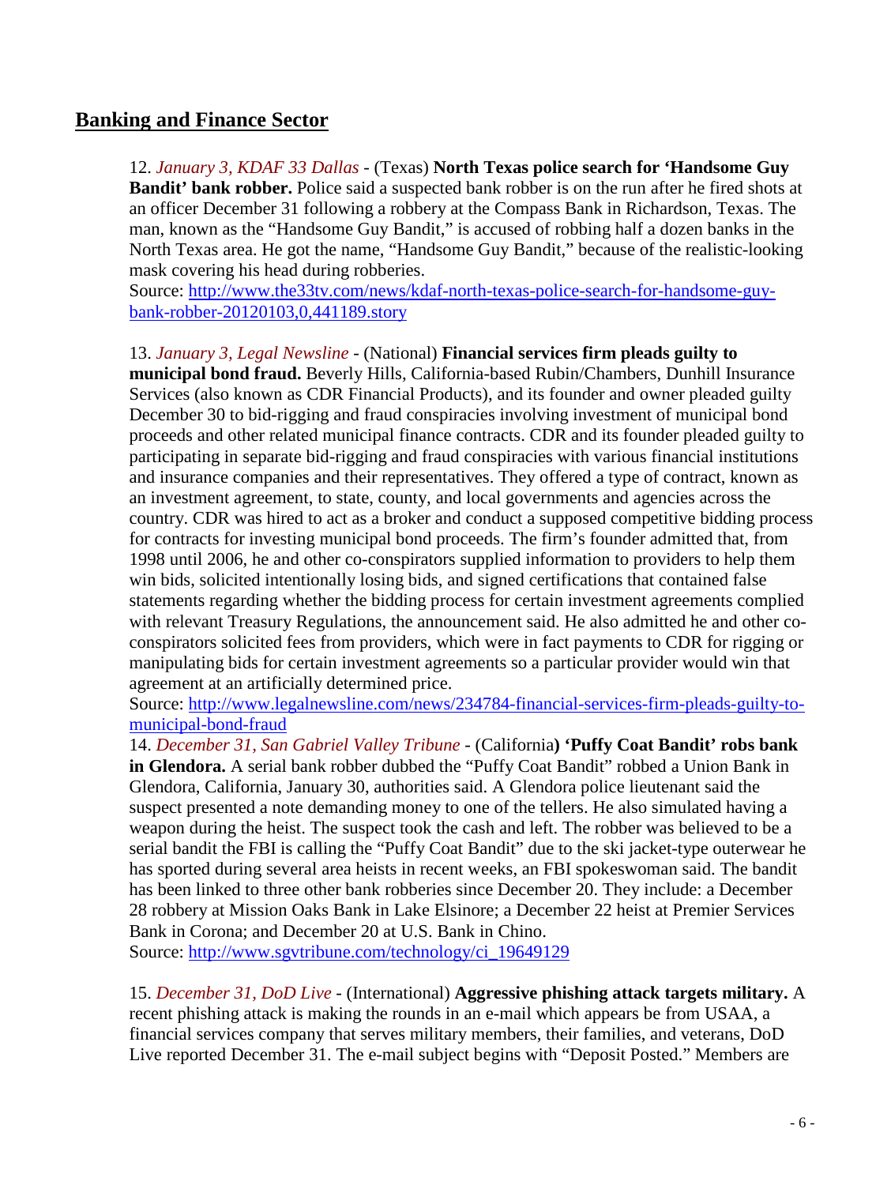## Banking and Finance Sector

12. *January 3, KDAF 33 Dallas* - (Texas) **North Texas police search for 'Handsome Guy Bandit' bank robber.** Police said a suspected bank robber is on the run after he fired shots at an officer December 31 following a robbery at the Compass Bank in Richardson, Texas. The man, known as the "Handsome Guy Bandit," is accused of robbing half a dozen banks in the North Texas area. He got the name, "Handsome Guy Bandit," because of the realistic-looking mask covering his head during robberies.
Source: [http://www.the33tv.com/news/kdaf-north-texas-police-search-for-handsome-guy-bank-robber-20120103,0,441189.story](http://www.the33tv.com/news/kdaf-north-texas-police-search-for-handsome-guy-bank-robber-20120103,0,441189.story)

13. *January 3, Legal Newsline* - (National) **Financial services firm pleads guilty to municipal bond fraud.** Beverly Hills, California-based Rubin/Chambers, Dunhill Insurance Services (also known as CDR Financial Products), and its founder and owner pleaded guilty December 30 to bid-rigging and fraud conspiracies involving investment of municipal bond proceeds and other related municipal finance contracts. CDR and its founder pleaded guilty to participating in separate bid-rigging and fraud conspiracies with various financial institutions and insurance companies and their representatives. They offered a type of contract, known as an investment agreement, to state, county, and local governments and agencies across the country. CDR was hired to act as a broker and conduct a supposed competitive bidding process for contracts for investing municipal bond proceeds. The firm's founder admitted that, from 1998 until 2006, he and other co-conspirators supplied information to providers to help them win bids, solicited intentionally losing bids, and signed certifications that contained false statements regarding whether the bidding process for certain investment agreements complied with relevant Treasury Regulations, the announcement said. He also admitted he and other co-conspirators solicited fees from providers, which were in fact payments to CDR for rigging or manipulating bids for certain investment agreements so a particular provider would win that agreement at an artificially determined price.
Source: [http://www.legalnewsline.com/news/234784-financial-services-firm-pleads-guilty-to-municipal-bond-fraud](http://www.legalnewsline.com/news/234784-financial-services-firm-pleads-guilty-to-municipal-bond-fraud)

14. *December 31, San Gabriel Valley Tribune* - (California**) 'Puffy Coat Bandit' robs bank in Glendora.** A serial bank robber dubbed the "Puffy Coat Bandit" robbed a Union Bank in Glendora, California, January 30, authorities said. A Glendora police lieutenant said the suspect presented a note demanding money to one of the tellers. He also simulated having a weapon during the heist. The suspect took the cash and left. The robber was believed to be a serial bandit the FBI is calling the "Puffy Coat Bandit" due to the ski jacket-type outerwear he has sported during several area heists in recent weeks, an FBI spokeswoman said. The bandit has been linked to three other bank robberies since December 20. They include: a December 28 robbery at Mission Oaks Bank in Lake Elsinore; a December 22 heist at Premier Services Bank in Corona; and December 20 at U.S. Bank in Chino.
Source: [http://www.sgvtribune.com/technology/ci_19649129](http://www.sgvtribune.com/technology/ci_19649129)

15. *December 31, DoD Live* - (International) **Aggressive phishing attack targets military.** A recent phishing attack is making the rounds in an e-mail which appears be from USAA, a financial services company that serves military members, their families, and veterans, DoD Live reported December 31. The e-mail subject begins with "Deposit Posted." Members are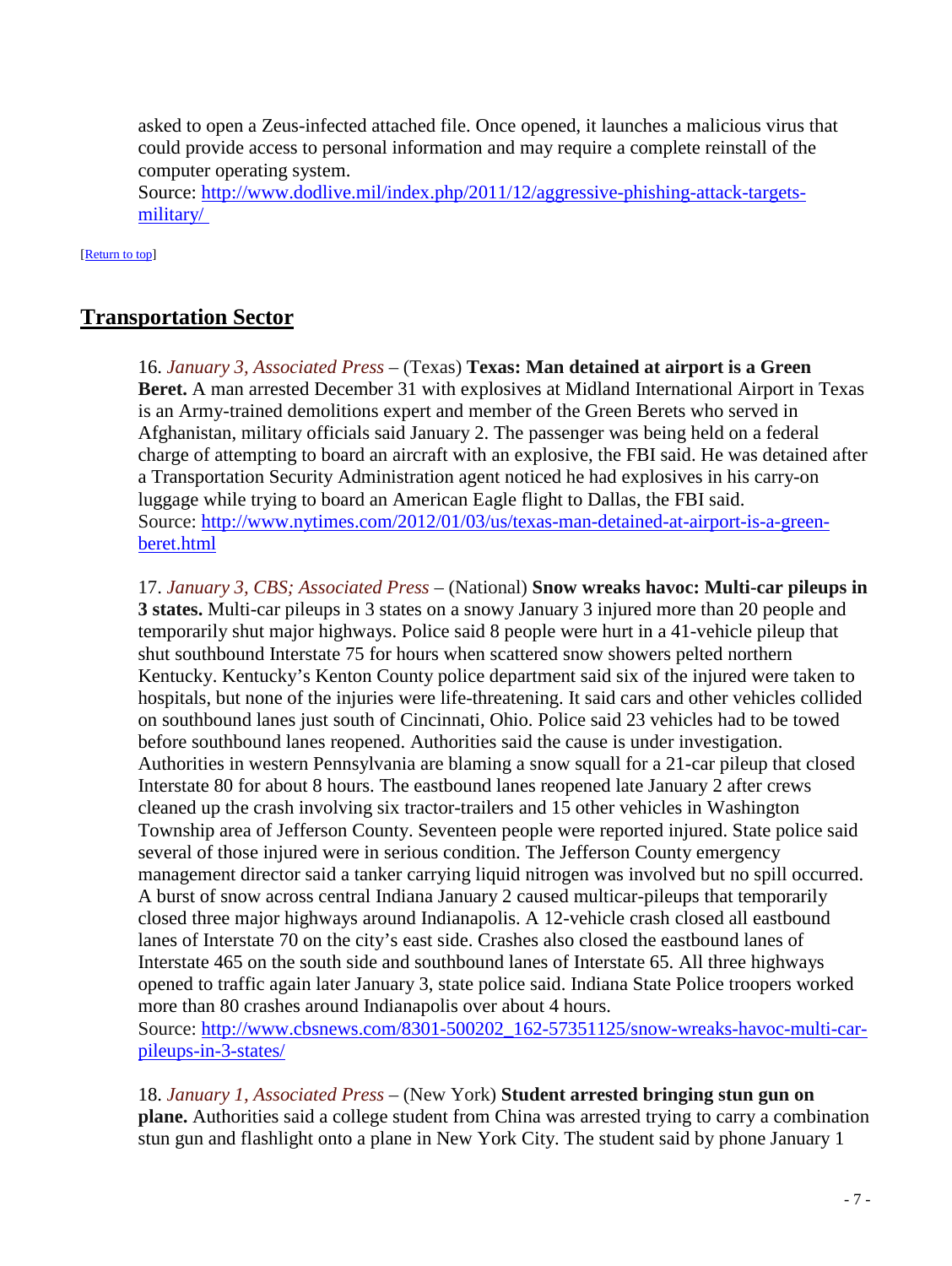asked to open a Zeus-infected attached file. Once opened, it launches a malicious virus that could provide access to personal information and may require a complete reinstall of the computer operating system.
Source: [http://www.dodlive.mil/index.php/2011/12/aggressive-phishing-attack-targets-military/](http://www.dodlive.mil/index.php/2011/12/aggressive-phishing-attack-targets-military/)

[[Return to top]]

## Transportation Sector

16. *January 3, Associated Press* – (Texas) **Texas: Man detained at airport is a Green Beret.** A man arrested December 31 with explosives at Midland International Airport in Texas is an Army-trained demolitions expert and member of the Green Berets who served in Afghanistan, military officials said January 2. The passenger was being held on a federal charge of attempting to board an aircraft with an explosive, the FBI said. He was detained after a Transportation Security Administration agent noticed he had explosives in his carry-on luggage while trying to board an American Eagle flight to Dallas, the FBI said.
Source: [http://www.nytimes.com/2012/01/03/us/texas-man-detained-at-airport-is-a-green-beret.html](http://www.nytimes.com/2012/01/03/us/texas-man-detained-at-airport-is-a-green-beret.html)

17. *January 3, CBS; Associated Press* – (National) **Snow wreaks havoc: Multi-car pileups in 3 states.** Multi-car pileups in 3 states on a snowy January 3 injured more than 20 people and temporarily shut major highways. Police said 8 people were hurt in a 41-vehicle pileup that shut southbound Interstate 75 for hours when scattered snow showers pelted northern Kentucky. Kentucky's Kenton County police department said six of the injured were taken to hospitals, but none of the injuries were life-threatening. It said cars and other vehicles collided on southbound lanes just south of Cincinnati, Ohio. Police said 23 vehicles had to be towed before southbound lanes reopened. Authorities said the cause is under investigation. Authorities in western Pennsylvania are blaming a snow squall for a 21-car pileup that closed Interstate 80 for about 8 hours. The eastbound lanes reopened late January 2 after crews cleaned up the crash involving six tractor-trailers and 15 other vehicles in Washington Township area of Jefferson County. Seventeen people were reported injured. State police said several of those injured were in serious condition. The Jefferson County emergency management director said a tanker carrying liquid nitrogen was involved but no spill occurred. A burst of snow across central Indiana January 2 caused multicar-pileups that temporarily closed three major highways around Indianapolis. A 12-vehicle crash closed all eastbound lanes of Interstate 70 on the city's east side. Crashes also closed the eastbound lanes of Interstate 465 on the south side and southbound lanes of Interstate 65. All three highways opened to traffic again later January 3, state police said. Indiana State Police troopers worked more than 80 crashes around Indianapolis over about 4 hours.
Source: [http://www.cbsnews.com/8301-500202_162-57351125/snow-wreaks-havoc-multi-car-pileups-in-3-states/](http://www.cbsnews.com/8301-500202_162-57351125/snow-wreaks-havoc-multi-car-pileups-in-3-states/)

18. *January 1, Associated Press* – (New York) **Student arrested bringing stun gun on plane.** Authorities said a college student from China was arrested trying to carry a combination stun gun and flashlight onto a plane in New York City. The student said by phone January 1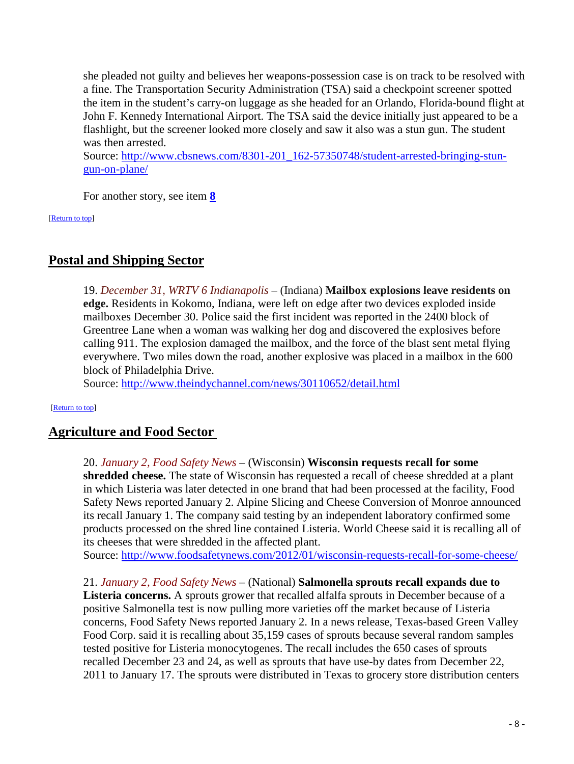she pleaded not guilty and believes her weapons-possession case is on track to be resolved with a fine. The Transportation Security Administration (TSA) said a checkpoint screener spotted the item in the student's carry-on luggage as she headed for an Orlando, Florida-bound flight at John F. Kennedy International Airport. The TSA said the device initially just appeared to be a flashlight, but the screener looked more closely and saw it also was a stun gun. The student was then arrested.
Source: [http://www.cbsnews.com/8301-201_162-57350748/student-arrested-bringing-stun-gun-on-plane/](http://www.cbsnews.com/8301-201_162-57350748/student-arrested-bringing-stun-gun-on-plane/)

For another story, see item **8**

[Return to top]

## Postal and Shipping Sector

19. *December 31, WRTV 6 Indianapolis* – (Indiana) **Mailbox explosions leave residents on edge.** Residents in Kokomo, Indiana, were left on edge after two devices exploded inside mailboxes December 30. Police said the first incident was reported in the 2400 block of Greentree Lane when a woman was walking her dog and discovered the explosives before calling 911. The explosion damaged the mailbox, and the force of the blast sent metal flying everywhere. Two miles down the road, another explosive was placed in a mailbox in the 600 block of Philadelphia Drive.
Source: [http://www.theindychannel.com/news/30110652/detail.html](http://www.theindychannel.com/news/30110652/detail.html)

[Return to top]

## Agriculture and Food Sector

20. *January 2, Food Safety News* – (Wisconsin) **Wisconsin requests recall for some shredded cheese.** The state of Wisconsin has requested a recall of cheese shredded at a plant in which Listeria was later detected in one brand that had been processed at the facility, Food Safety News reported January 2. Alpine Slicing and Cheese Conversion of Monroe announced its recall January 1. The company said testing by an independent laboratory confirmed some products processed on the shred line contained Listeria. World Cheese said it is recalling all of its cheeses that were shredded in the affected plant.
Source: [http://www.foodsafetynews.com/2012/01/wisconsin-requests-recall-for-some-cheese/](http://www.foodsafetynews.com/2012/01/wisconsin-requests-recall-for-some-cheese/)

21. *January 2, Food Safety News* – (National) **Salmonella sprouts recall expands due to Listeria concerns.** A sprouts grower that recalled alfalfa sprouts in December because of a positive Salmonella test is now pulling more varieties off the market because of Listeria concerns, Food Safety News reported January 2. In a news release, Texas-based Green Valley Food Corp. said it is recalling about 35,159 cases of sprouts because several random samples tested positive for Listeria monocytogenes. The recall includes the 650 cases of sprouts recalled December 23 and 24, as well as sprouts that have use-by dates from December 22, 2011 to January 17. The sprouts were distributed in Texas to grocery store distribution centers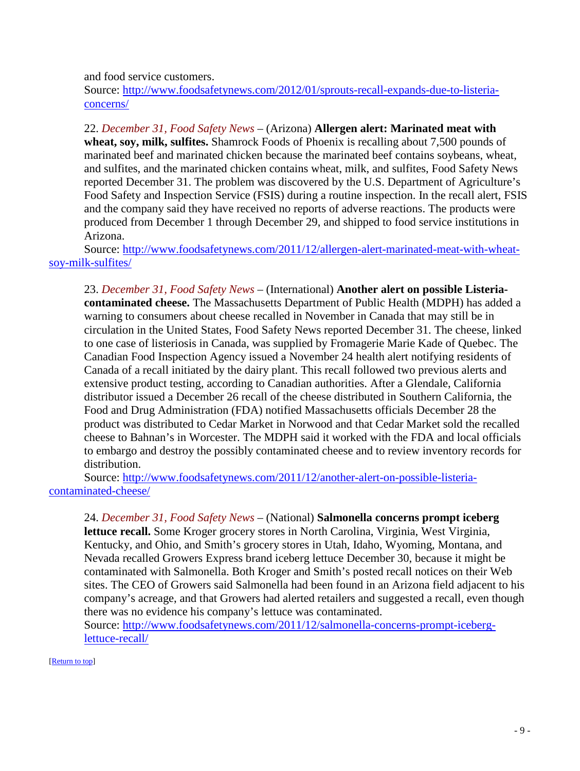and food service customers.
Source: http://www.foodsafetynews.com/2012/01/sprouts-recall-expands-due-to-listeria-concerns/

22. *December 31, Food Safety News* – (Arizona) **Allergen alert: Marinated meat with wheat, soy, milk, sulfites.** Shamrock Foods of Phoenix is recalling about 7,500 pounds of marinated beef and marinated chicken because the marinated beef contains soybeans, wheat, and sulfites, and the marinated chicken contains wheat, milk, and sulfites, Food Safety News reported December 31. The problem was discovered by the U.S. Department of Agriculture's Food Safety and Inspection Service (FSIS) during a routine inspection. In the recall alert, FSIS and the company said they have received no reports of adverse reactions. The products were produced from December 1 through December 29, and shipped to food service institutions in Arizona.
Source: http://www.foodsafetynews.com/2011/12/allergen-alert-marinated-meat-with-wheat-soy-milk-sulfites/

23. *December 31, Food Safety News* – (International) **Another alert on possible Listeria-contaminated cheese.** The Massachusetts Department of Public Health (MDPH) has added a warning to consumers about cheese recalled in November in Canada that may still be in circulation in the United States, Food Safety News reported December 31. The cheese, linked to one case of listeriosis in Canada, was supplied by Fromagerie Marie Kade of Quebec. The Canadian Food Inspection Agency issued a November 24 health alert notifying residents of Canada of a recall initiated by the dairy plant. This recall followed two previous alerts and extensive product testing, according to Canadian authorities. After a Glendale, California distributor issued a December 26 recall of the cheese distributed in Southern California, the Food and Drug Administration (FDA) notified Massachusetts officials December 28 the product was distributed to Cedar Market in Norwood and that Cedar Market sold the recalled cheese to Bahnan's in Worcester. The MDPH said it worked with the FDA and local officials to embargo and destroy the possibly contaminated cheese and to review inventory records for distribution.
Source: http://www.foodsafetynews.com/2011/12/another-alert-on-possible-listeria-contaminated-cheese/

24. *December 31, Food Safety News* – (National) **Salmonella concerns prompt iceberg lettuce recall.** Some Kroger grocery stores in North Carolina, Virginia, West Virginia, Kentucky, and Ohio, and Smith's grocery stores in Utah, Idaho, Wyoming, Montana, and Nevada recalled Growers Express brand iceberg lettuce December 30, because it might be contaminated with Salmonella. Both Kroger and Smith's posted recall notices on their Web sites. The CEO of Growers said Salmonella had been found in an Arizona field adjacent to his company's acreage, and that Growers had alerted retailers and suggested a recall, even though there was no evidence his company's lettuce was contaminated.
Source: http://www.foodsafetynews.com/2011/12/salmonella-concerns-prompt-iceberg-lettuce-recall/

[Return to top]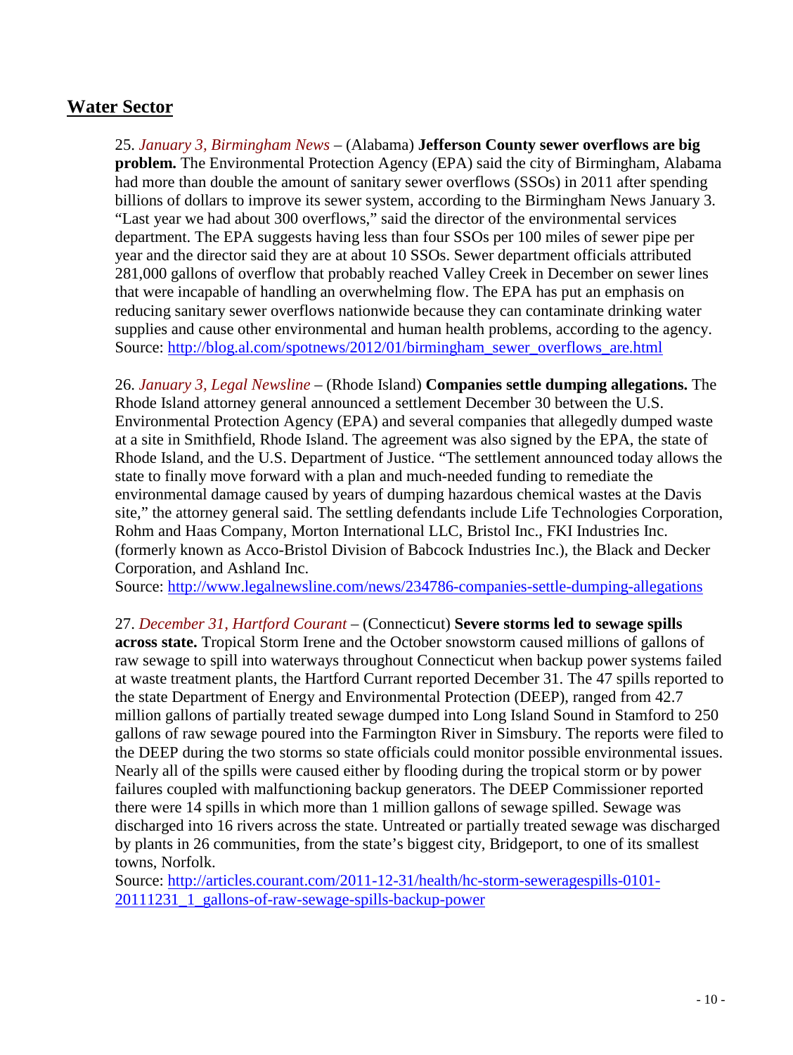## Water Sector

25. *January 3, Birmingham News* – (Alabama) **Jefferson County sewer overflows are big problem.** The Environmental Protection Agency (EPA) said the city of Birmingham, Alabama had more than double the amount of sanitary sewer overflows (SSOs) in 2011 after spending billions of dollars to improve its sewer system, according to the Birmingham News January 3. "Last year we had about 300 overflows," said the director of the environmental services department. The EPA suggests having less than four SSOs per 100 miles of sewer pipe per year and the director said they are at about 10 SSOs. Sewer department officials attributed 281,000 gallons of overflow that probably reached Valley Creek in December on sewer lines that were incapable of handling an overwhelming flow. The EPA has put an emphasis on reducing sanitary sewer overflows nationwide because they can contaminate drinking water supplies and cause other environmental and human health problems, according to the agency.
Source: http://blog.al.com/spotnews/2012/01/birmingham_sewer_overflows_are.html

26. *January 3, Legal Newsline* – (Rhode Island) **Companies settle dumping allegations.** The Rhode Island attorney general announced a settlement December 30 between the U.S. Environmental Protection Agency (EPA) and several companies that allegedly dumped waste at a site in Smithfield, Rhode Island. The agreement was also signed by the EPA, the state of Rhode Island, and the U.S. Department of Justice. "The settlement announced today allows the state to finally move forward with a plan and much-needed funding to remediate the environmental damage caused by years of dumping hazardous chemical wastes at the Davis site," the attorney general said. The settling defendants include Life Technologies Corporation, Rohm and Haas Company, Morton International LLC, Bristol Inc., FKI Industries Inc. (formerly known as Acco-Bristol Division of Babcock Industries Inc.), the Black and Decker Corporation, and Ashland Inc.
Source: http://www.legalnewsline.com/news/234786-companies-settle-dumping-allegations

27. *December 31, Hartford Courant* – (Connecticut) **Severe storms led to sewage spills across state.** Tropical Storm Irene and the October snowstorm caused millions of gallons of raw sewage to spill into waterways throughout Connecticut when backup power systems failed at waste treatment plants, the Hartford Currant reported December 31. The 47 spills reported to the state Department of Energy and Environmental Protection (DEEP), ranged from 42.7 million gallons of partially treated sewage dumped into Long Island Sound in Stamford to 250 gallons of raw sewage poured into the Farmington River in Simsbury. The reports were filed to the DEEP during the two storms so state officials could monitor possible environmental issues. Nearly all of the spills were caused either by flooding during the tropical storm or by power failures coupled with malfunctioning backup generators. The DEEP Commissioner reported there were 14 spills in which more than 1 million gallons of sewage spilled. Sewage was discharged into 16 rivers across the state. Untreated or partially treated sewage was discharged by plants in 26 communities, from the state's biggest city, Bridgeport, to one of its smallest towns, Norfolk.
Source: http://articles.courant.com/2011-12-31/health/hc-storm-seweragespills-0101-20111231_1_gallons-of-raw-sewage-spills-backup-power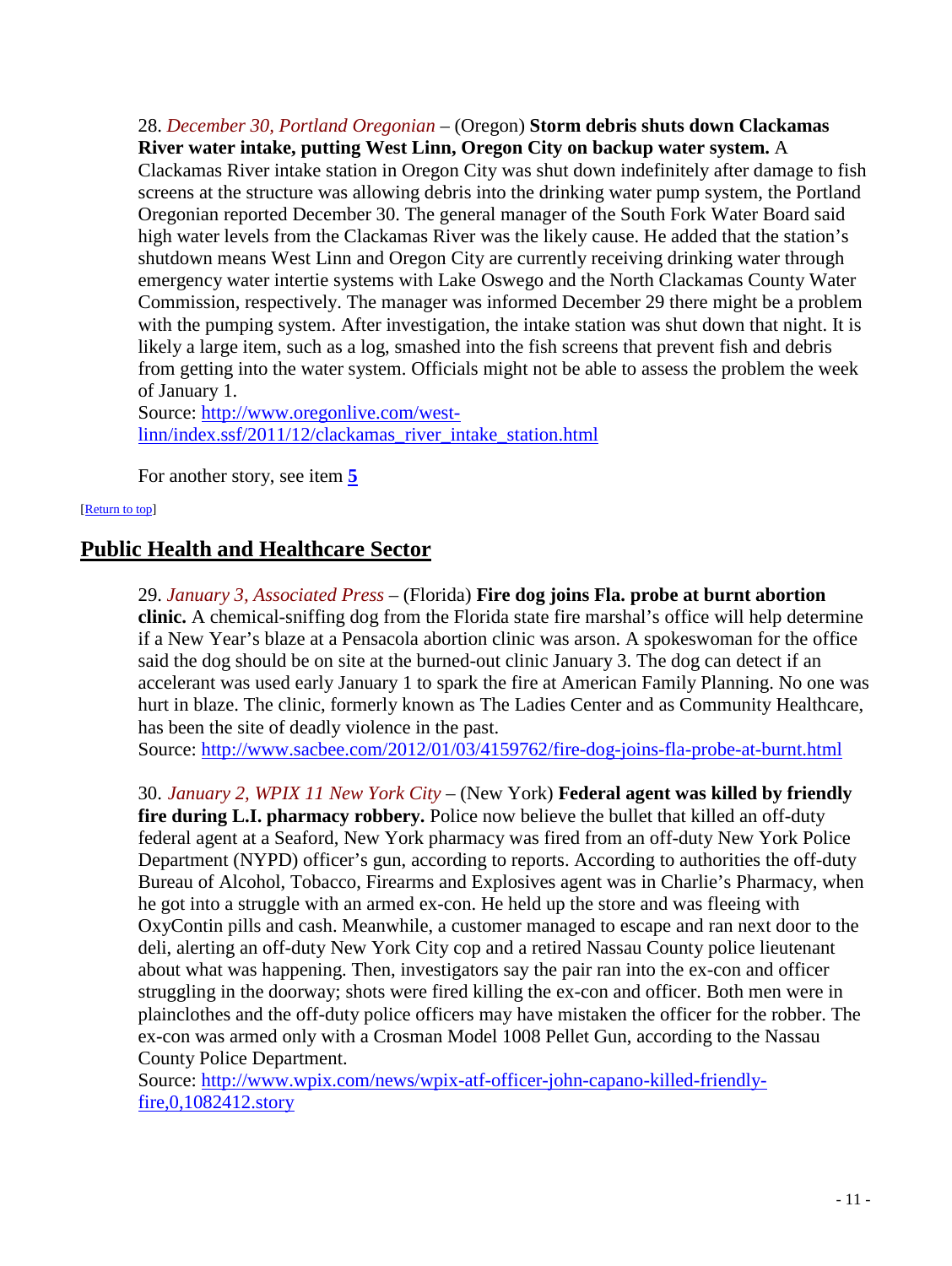28. *December 30, Portland Oregonian* – (Oregon) **Storm debris shuts down Clackamas River water intake, putting West Linn, Oregon City on backup water system.** A Clackamas River intake station in Oregon City was shut down indefinitely after damage to fish screens at the structure was allowing debris into the drinking water pump system, the Portland Oregonian reported December 30. The general manager of the South Fork Water Board said high water levels from the Clackamas River was the likely cause. He added that the station's shutdown means West Linn and Oregon City are currently receiving drinking water through emergency water intertie systems with Lake Oswego and the North Clackamas County Water Commission, respectively. The manager was informed December 29 there might be a problem with the pumping system. After investigation, the intake station was shut down that night. It is likely a large item, such as a log, smashed into the fish screens that prevent fish and debris from getting into the water system. Officials might not be able to assess the problem the week of January 1.
Source: [http://www.oregonlive.com/west-linn/index.ssf/2011/12/clackamas_river_intake_station.html](http://www.oregonlive.com/west-linn/index.ssf/2011/12/clackamas_river_intake_station.html)

For another story, see item **5**

[Return to top]

## Public Health and Healthcare Sector

29. *January 3, Associated Press* – (Florida) **Fire dog joins Fla. probe at burnt abortion clinic.** A chemical-sniffing dog from the Florida state fire marshal's office will help determine if a New Year's blaze at a Pensacola abortion clinic was arson. A spokeswoman for the office said the dog should be on site at the burned-out clinic January 3. The dog can detect if an accelerant was used early January 1 to spark the fire at American Family Planning. No one was hurt in blaze. The clinic, formerly known as The Ladies Center and as Community Healthcare, has been the site of deadly violence in the past.
Source: [http://www.sacbee.com/2012/01/03/4159762/fire-dog-joins-fla-probe-at-burnt.html](http://www.sacbee.com/2012/01/03/4159762/fire-dog-joins-fla-probe-at-burnt.html)

30. *January 2, WPIX 11 New York City* – (New York) **Federal agent was killed by friendly fire during L.I. pharmacy robbery.** Police now believe the bullet that killed an off-duty federal agent at a Seaford, New York pharmacy was fired from an off-duty New York Police Department (NYPD) officer's gun, according to reports. According to authorities the off-duty Bureau of Alcohol, Tobacco, Firearms and Explosives agent was in Charlie's Pharmacy, when he got into a struggle with an armed ex-con. He held up the store and was fleeing with OxyContin pills and cash. Meanwhile, a customer managed to escape and ran next door to the deli, alerting an off-duty New York City cop and a retired Nassau County police lieutenant about what was happening. Then, investigators say the pair ran into the ex-con and officer struggling in the doorway; shots were fired killing the ex-con and officer. Both men were in plainclothes and the off-duty police officers may have mistaken the officer for the robber. The ex-con was armed only with a Crosman Model 1008 Pellet Gun, according to the Nassau County Police Department.
Source: [http://www.wpix.com/news/wpix-atf-officer-john-capano-killed-friendly-fire,0,1082412.story](http://www.wpix.com/news/wpix-atf-officer-john-capano-killed-friendly-fire,0,1082412.story)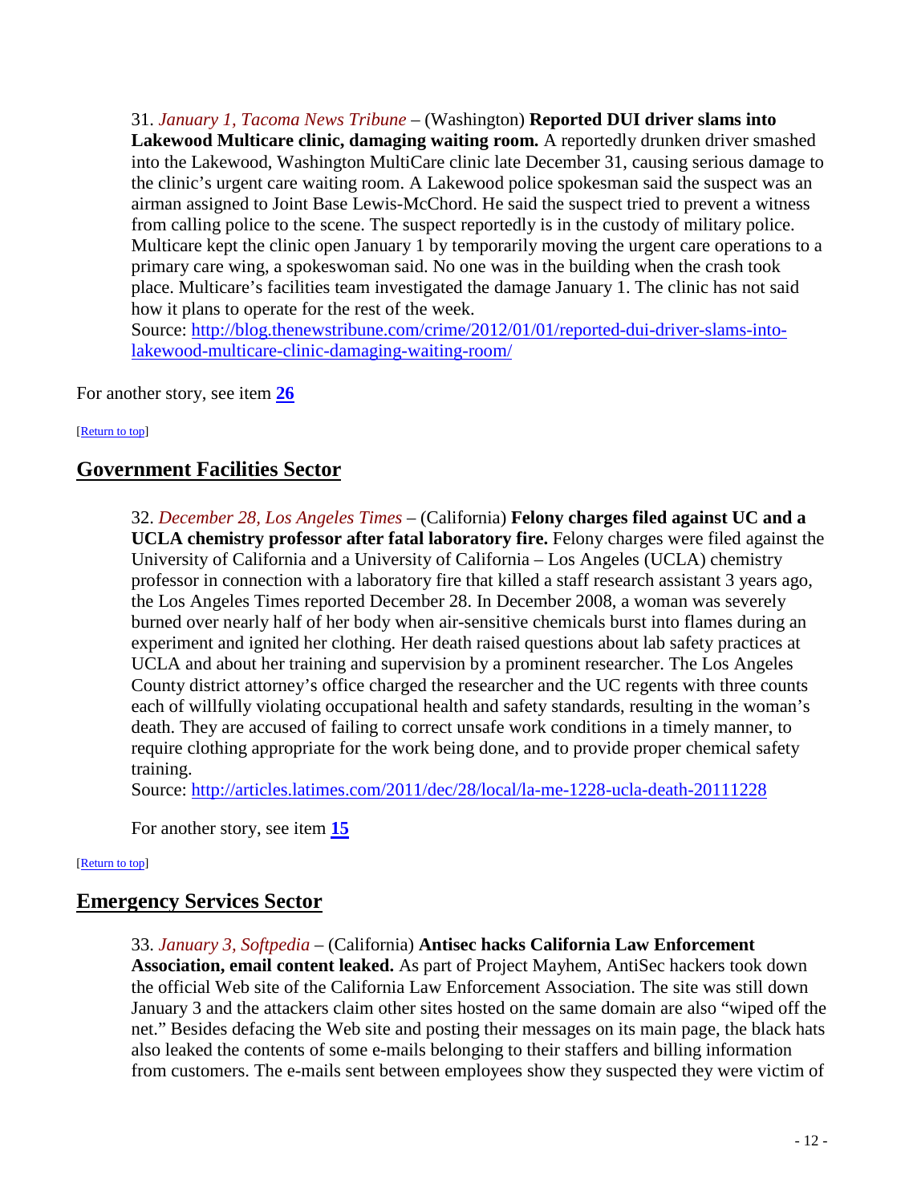31. *January 1, Tacoma News Tribune* – (Washington) **Reported DUI driver slams into Lakewood Multicare clinic, damaging waiting room.** A reportedly drunken driver smashed into the Lakewood, Washington MultiCare clinic late December 31, causing serious damage to the clinic's urgent care waiting room. A Lakewood police spokesman said the suspect was an airman assigned to Joint Base Lewis-McChord. He said the suspect tried to prevent a witness from calling police to the scene. The suspect reportedly is in the custody of military police. Multicare kept the clinic open January 1 by temporarily moving the urgent care operations to a primary care wing, a spokeswoman said. No one was in the building when the crash took place. Multicare's facilities team investigated the damage January 1. The clinic has not said how it plans to operate for the rest of the week.
Source: [http://blog.thenewstribune.com/crime/2012/01/01/reported-dui-driver-slams-into-lakewood-multicare-clinic-damaging-waiting-room/](http://blog.thenewstribune.com/crime/2012/01/01/reported-dui-driver-slams-into-lakewood-multicare-clinic-damaging-waiting-room/)

For another story, see item **26**

[Return to top]

## Government Facilities Sector

32. *December 28, Los Angeles Times* – (California) **Felony charges filed against UC and a UCLA chemistry professor after fatal laboratory fire.** Felony charges were filed against the University of California and a University of California – Los Angeles (UCLA) chemistry professor in connection with a laboratory fire that killed a staff research assistant 3 years ago, the Los Angeles Times reported December 28. In December 2008, a woman was severely burned over nearly half of her body when air-sensitive chemicals burst into flames during an experiment and ignited her clothing. Her death raised questions about lab safety practices at UCLA and about her training and supervision by a prominent researcher. The Los Angeles County district attorney's office charged the researcher and the UC regents with three counts each of willfully violating occupational health and safety standards, resulting in the woman's death. They are accused of failing to correct unsafe work conditions in a timely manner, to require clothing appropriate for the work being done, and to provide proper chemical safety training.
Source: [http://articles.latimes.com/2011/dec/28/local/la-me-1228-ucla-death-20111228](http://articles.latimes.com/2011/dec/28/local/la-me-1228-ucla-death-20111228)

For another story, see item **15**

[Return to top]

## Emergency Services Sector

33. *January 3, Softpedia* – (California) **Antisec hacks California Law Enforcement Association, email content leaked.** As part of Project Mayhem, AntiSec hackers took down the official Web site of the California Law Enforcement Association. The site was still down January 3 and the attackers claim other sites hosted on the same domain are also "wiped off the net." Besides defacing the Web site and posting their messages on its main page, the black hats also leaked the contents of some e-mails belonging to their staffers and billing information from customers. The e-mails sent between employees show they suspected they were victim of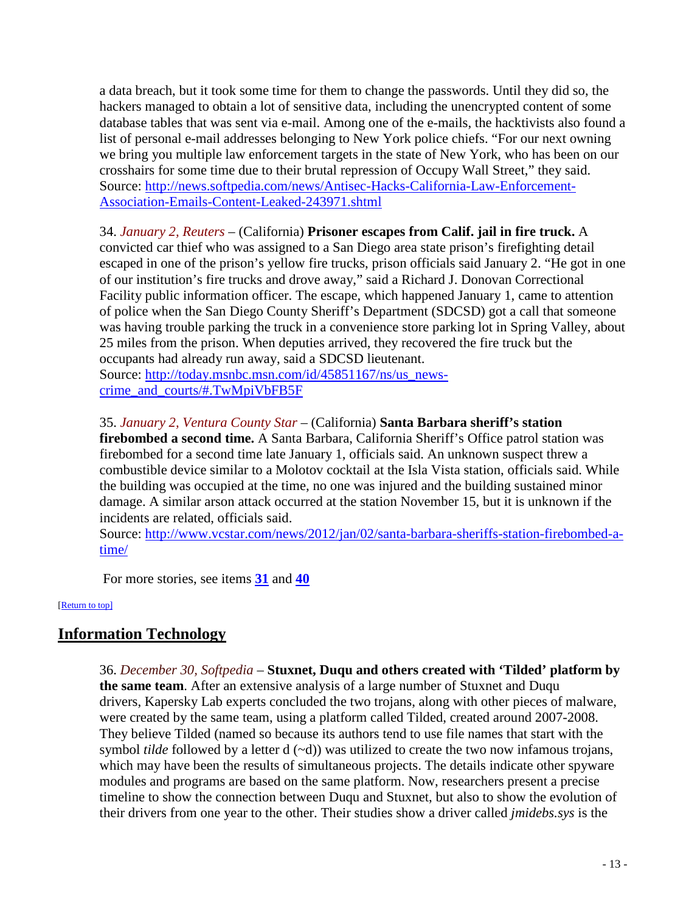a data breach, but it took some time for them to change the passwords. Until they did so, the hackers managed to obtain a lot of sensitive data, including the unencrypted content of some database tables that was sent via e-mail. Among one of the e-mails, the hacktivists also found a list of personal e-mail addresses belonging to New York police chiefs. "For our next owning we bring you multiple law enforcement targets in the state of New York, who has been on our crosshairs for some time due to their brutal repression of Occupy Wall Street," they said.
Source: [http://news.softpedia.com/news/Antisec-Hacks-California-Law-Enforcement-Association-Emails-Content-Leaked-243971.shtml](http://news.softpedia.com/news/Antisec-Hacks-California-Law-Enforcement-Association-Emails-Content-Leaked-243971.shtml)

34. *January 2, Reuters* – (California) **Prisoner escapes from Calif. jail in fire truck.** A convicted car thief who was assigned to a San Diego area state prison's firefighting detail escaped in one of the prison's yellow fire trucks, prison officials said January 2. "He got in one of our institution's fire trucks and drove away," said a Richard J. Donovan Correctional Facility public information officer. The escape, which happened January 1, came to attention of police when the San Diego County Sheriff's Department (SDCSD) got a call that someone was having trouble parking the truck in a convenience store parking lot in Spring Valley, about 25 miles from the prison. When deputies arrived, they recovered the fire truck but the occupants had already run away, said a SDCSD lieutenant.
Source: [http://today.msnbc.msn.com/id/45851167/ns/us_news-crime_and_courts/#.TwMpiVbFB5F](http://today.msnbc.msn.com/id/45851167/ns/us_news-crime_and_courts/#.TwMpiVbFB5F)

35. *January 2, Ventura County Star* – (California) **Santa Barbara sheriff's station firebombed a second time.** A Santa Barbara, California Sheriff's Office patrol station was firebombed for a second time late January 1, officials said. An unknown suspect threw a combustible device similar to a Molotov cocktail at the Isla Vista station, officials said. While the building was occupied at the time, no one was injured and the building sustained minor damage. A similar arson attack occurred at the station November 15, but it is unknown if the incidents are related, officials said.
Source: [http://www.vcstar.com/news/2012/jan/02/santa-barbara-sheriffs-station-firebombed-a-time/](http://www.vcstar.com/news/2012/jan/02/santa-barbara-sheriffs-station-firebombed-a-time/)

For more stories, see items **31** and **40**

[Return to top]

## Information Technology

36. *December 30, Softpedia* – **Stuxnet, Duqu and others created with 'Tilded' platform by the same team**. After an extensive analysis of a large number of Stuxnet and Duqu drivers, Kapersky Lab experts concluded the two trojans, along with other pieces of malware, were created by the same team, using a platform called Tilded, created around 2007-2008. They believe Tilded (named so because its authors tend to use file names that start with the symbol *tilde* followed by a letter d (~d)) was utilized to create the two now infamous trojans, which may have been the results of simultaneous projects. The details indicate other spyware modules and programs are based on the same platform. Now, researchers present a precise timeline to show the connection between Duqu and Stuxnet, but also to show the evolution of their drivers from one year to the other. Their studies show a driver called *jmidebs.sys* is the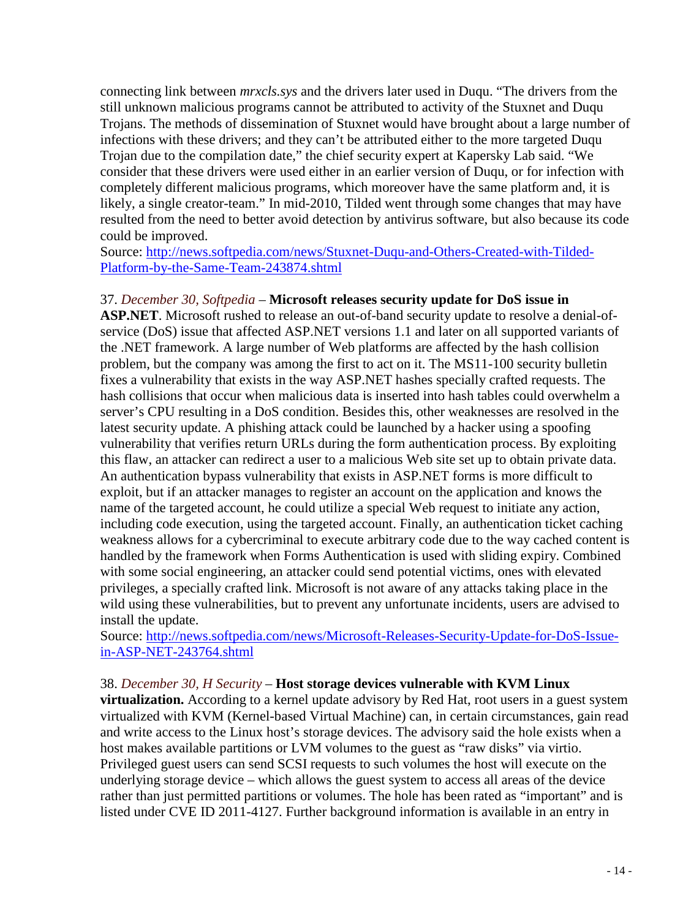connecting link between *mrxcls.sys* and the drivers later used in Duqu. "The drivers from the still unknown malicious programs cannot be attributed to activity of the Stuxnet and Duqu Trojans. The methods of dissemination of Stuxnet would have brought about a large number of infections with these drivers; and they can't be attributed either to the more targeted Duqu Trojan due to the compilation date," the chief security expert at Kapersky Lab said. "We consider that these drivers were used either in an earlier version of Duqu, or for infection with completely different malicious programs, which moreover have the same platform and, it is likely, a single creator-team." In mid-2010, Tilded went through some changes that may have resulted from the need to better avoid detection by antivirus software, but also because its code could be improved.
Source: [http://news.softpedia.com/news/Stuxnet-Duqu-and-Others-Created-with-Tilded-Platform-by-the-Same-Team-243874.shtml](http://news.softpedia.com/news/Stuxnet-Duqu-and-Others-Created-with-Tilded-Platform-by-the-Same-Team-243874.shtml)

37. *December 30, Softpedia* – **Microsoft releases security update for DoS issue in ASP.NET**. Microsoft rushed to release an out-of-band security update to resolve a denial-of-service (DoS) issue that affected ASP.NET versions 1.1 and later on all supported variants of the .NET framework. A large number of Web platforms are affected by the hash collision problem, but the company was among the first to act on it. The MS11-100 security bulletin fixes a vulnerability that exists in the way ASP.NET hashes specially crafted requests. The hash collisions that occur when malicious data is inserted into hash tables could overwhelm a server's CPU resulting in a DoS condition. Besides this, other weaknesses are resolved in the latest security update. A phishing attack could be launched by a hacker using a spoofing vulnerability that verifies return URLs during the form authentication process. By exploiting this flaw, an attacker can redirect a user to a malicious Web site set up to obtain private data. An authentication bypass vulnerability that exists in ASP.NET forms is more difficult to exploit, but if an attacker manages to register an account on the application and knows the name of the targeted account, he could utilize a special Web request to initiate any action, including code execution, using the targeted account. Finally, an authentication ticket caching weakness allows for a cybercriminal to execute arbitrary code due to the way cached content is handled by the framework when Forms Authentication is used with sliding expiry. Combined with some social engineering, an attacker could send potential victims, ones with elevated privileges, a specially crafted link. Microsoft is not aware of any attacks taking place in the wild using these vulnerabilities, but to prevent any unfortunate incidents, users are advised to install the update.
Source: [http://news.softpedia.com/news/Microsoft-Releases-Security-Update-for-DoS-Issue-in-ASP-NET-243764.shtml](http://news.softpedia.com/news/Microsoft-Releases-Security-Update-for-DoS-Issue-in-ASP-NET-243764.shtml)

38. *December 30, H Security* – **Host storage devices vulnerable with KVM Linux virtualization.** According to a kernel update advisory by Red Hat, root users in a guest system virtualized with KVM (Kernel-based Virtual Machine) can, in certain circumstances, gain read and write access to the Linux host's storage devices. The advisory said the hole exists when a host makes available partitions or LVM volumes to the guest as "raw disks" via virtio. Privileged guest users can send SCSI requests to such volumes the host will execute on the underlying storage device – which allows the guest system to access all areas of the device rather than just permitted partitions or volumes. The hole has been rated as "important" and is listed under CVE ID 2011-4127. Further background information is available in an entry in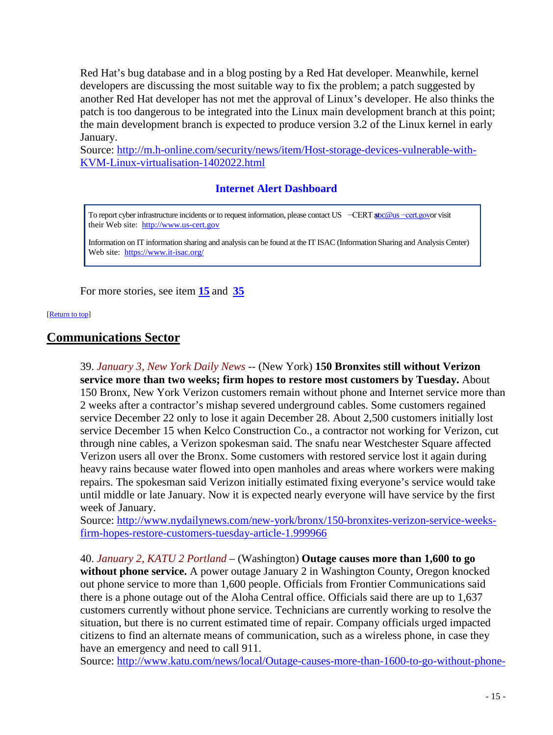Red Hat's bug database and in a blog posting by a Red Hat developer. Meanwhile, kernel developers are discussing the most suitable way to fix the problem; a patch suggested by another Red Hat developer has not met the approval of Linux's developer. He also thinks the patch is too dangerous to be integrated into the Linux main development branch at this point; the main development branch is expected to produce version 3.2 of the Linux kernel in early January.
Source: http://m.h-online.com/security/news/item/Host-storage-devices-vulnerable-with-KVM-Linux-virtualisation-1402022.html

### Internet Alert Dashboard

To report cyber infrastructure incidents or to request information, please contact US-CERT at soc@us-cert.gov or visit their Web site: http://www.us-cert.gov

Information on IT information sharing and analysis can be found at the IT ISAC (Information Sharing and Analysis Center) Web site: https://www.it-isac.org/

For more stories, see item **15** and **35**

[Return to top]

## Communications Sector

39. *January 3, New York Daily News* -- (New York) **150 Bronxites still without Verizon service more than two weeks; firm hopes to restore most customers by Tuesday.** About 150 Bronx, New York Verizon customers remain without phone and Internet service more than 2 weeks after a contractor's mishap severed underground cables. Some customers regained service December 22 only to lose it again December 28. About 2,500 customers initially lost service December 15 when Kelco Construction Co., a contractor not working for Verizon, cut through nine cables, a Verizon spokesman said. The snafu near Westchester Square affected Verizon users all over the Bronx. Some customers with restored service lost it again during heavy rains because water flowed into open manholes and areas where workers were making repairs. The spokesman said Verizon initially estimated fixing everyone's service would take until middle or late January. Now it is expected nearly everyone will have service by the first week of January.
Source: http://www.nydailynews.com/new-york/bronx/150-bronxites-verizon-service-weeks-firm-hopes-restore-customers-tuesday-article-1.999966

40. *January 2, KATU 2 Portland* – (Washington) **Outage causes more than 1,600 to go without phone service.** A power outage January 2 in Washington County, Oregon knocked out phone service to more than 1,600 people. Officials from Frontier Communications said there is a phone outage out of the Aloha Central office. Officials said there are up to 1,637 customers currently without phone service. Technicians are currently working to resolve the situation, but there is no current estimated time of repair. Company officials urged impacted citizens to find an alternate means of communication, such as a wireless phone, in case they have an emergency and need to call 911.
Source: http://www.katu.com/news/local/Outage-causes-more-than-1600-to-go-without-phone-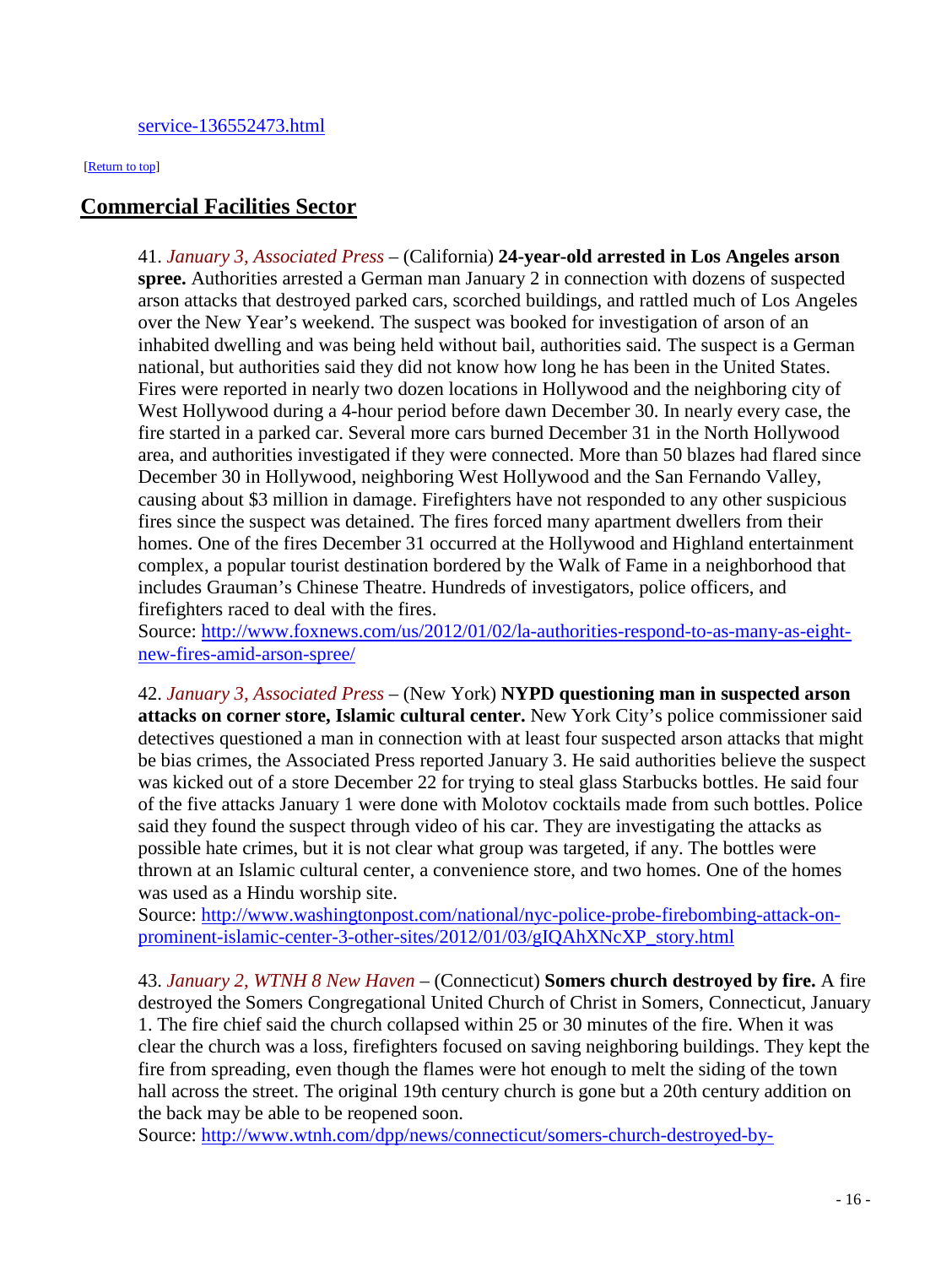[service-136552473.html](service-136552473.html)

[[Return to top](#top)]

## Commercial Facilities Sector

41. *January 3, Associated Press* – (California) **24-year-old arrested in Los Angeles arson spree.** Authorities arrested a German man January 2 in connection with dozens of suspected arson attacks that destroyed parked cars, scorched buildings, and rattled much of Los Angeles over the New Year's weekend. The suspect was booked for investigation of arson of an inhabited dwelling and was being held without bail, authorities said. The suspect is a German national, but authorities said they did not know how long he has been in the United States. Fires were reported in nearly two dozen locations in Hollywood and the neighboring city of West Hollywood during a 4-hour period before dawn December 30. In nearly every case, the fire started in a parked car. Several more cars burned December 31 in the North Hollywood area, and authorities investigated if they were connected. More than 50 blazes had flared since December 30 in Hollywood, neighboring West Hollywood and the San Fernando Valley, causing about $3 million in damage. Firefighters have not responded to any other suspicious fires since the suspect was detained. The fires forced many apartment dwellers from their homes. One of the fires December 31 occurred at the Hollywood and Highland entertainment complex, a popular tourist destination bordered by the Walk of Fame in a neighborhood that includes Grauman's Chinese Theatre. Hundreds of investigators, police officers, and firefighters raced to deal with the fires.
Source: [http://www.foxnews.com/us/2012/01/02/la-authorities-respond-to-as-many-as-eight-new-fires-amid-arson-spree/](http://www.foxnews.com/us/2012/01/02/la-authorities-respond-to-as-many-as-eight-new-fires-amid-arson-spree/)

42. *January 3, Associated Press* – (New York) **NYPD questioning man in suspected arson attacks on corner store, Islamic cultural center.** New York City's police commissioner said detectives questioned a man in connection with at least four suspected arson attacks that might be bias crimes, the Associated Press reported January 3. He said authorities believe the suspect was kicked out of a store December 22 for trying to steal glass Starbucks bottles. He said four of the five attacks January 1 were done with Molotov cocktails made from such bottles. Police said they found the suspect through video of his car. They are investigating the attacks as possible hate crimes, but it is not clear what group was targeted, if any. The bottles were thrown at an Islamic cultural center, a convenience store, and two homes. One of the homes was used as a Hindu worship site.
Source: [http://www.washingtonpost.com/national/nyc-police-probe-firebombing-attack-on-prominent-islamic-center-3-other-sites/2012/01/03/gIQAhXNcXP_story.html](http://www.washingtonpost.com/national/nyc-police-probe-firebombing-attack-on-prominent-islamic-center-3-other-sites/2012/01/03/gIQAhXNcXP_story.html)

43. *January 2, WTNH 8 New Haven* – (Connecticut) **Somers church destroyed by fire.** A fire destroyed the Somers Congregational United Church of Christ in Somers, Connecticut, January 1. The fire chief said the church collapsed within 25 or 30 minutes of the fire. When it was clear the church was a loss, firefighters focused on saving neighboring buildings. They kept the fire from spreading, even though the flames were hot enough to melt the siding of the town hall across the street. The original 19th century church is gone but a 20th century addition on the back may be able to be reopened soon.
Source: [http://www.wtnh.com/dpp/news/connecticut/somers-church-destroyed-by-](http://www.wtnh.com/dpp/news/connecticut/somers-church-destroyed-by-)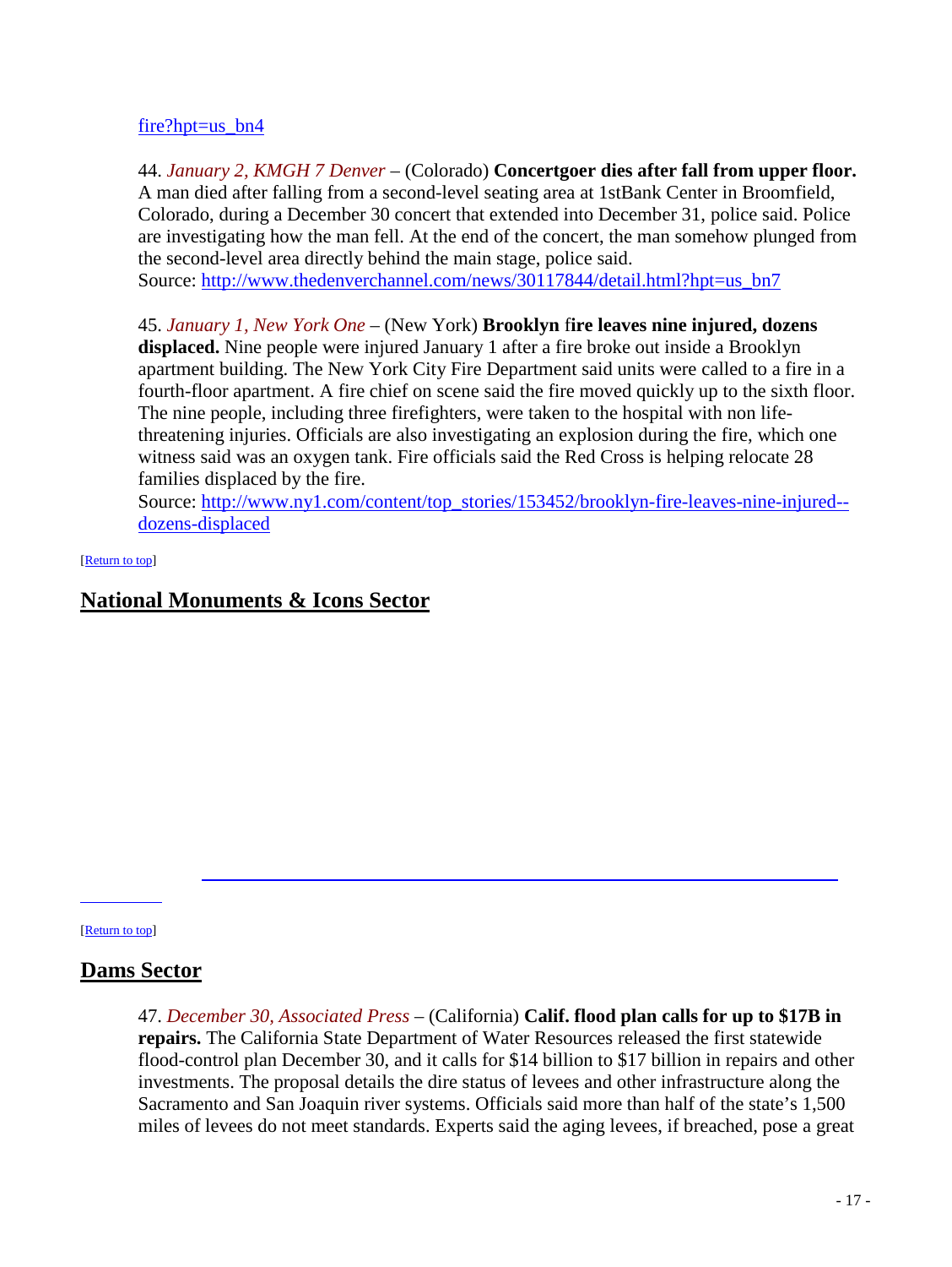fire?hpt=us_bn4

44. *January 2, KMGH 7 Denver* – (Colorado) **Concertgoer dies after fall from upper floor.** A man died after falling from a second-level seating area at 1stBank Center in Broomfield, Colorado, during a December 30 concert that extended into December 31, police said. Police are investigating how the man fell. At the end of the concert, the man somehow plunged from the second-level area directly behind the main stage, police said.
Source: http://www.thedenverchannel.com/news/30117844/detail.html?hpt=us_bn7

45. *January 1, New York One* – (New York) **Brooklyn fire leaves nine injured, dozens displaced.** Nine people were injured January 1 after a fire broke out inside a Brooklyn apartment building. The New York City Fire Department said units were called to a fire in a fourth-floor apartment. A fire chief on scene said the fire moved quickly up to the sixth floor. The nine people, including three firefighters, were taken to the hospital with non life-threatening injuries. Officials are also investigating an explosion during the fire, which one witness said was an oxygen tank. Fire officials said the Red Cross is helping relocate 28 families displaced by the fire.
Source: http://www.ny1.com/content/top_stories/153452/brooklyn-fire-leaves-nine-injured--dozens-displaced

[Return to top]

## National Monuments & Icons Sector

[Return to top]

## Dams Sector

47. *December 30, Associated Press* – (California) **Calif. flood plan calls for up to $17B in repairs.** The California State Department of Water Resources released the first statewide flood-control plan December 30, and it calls for $14 billion to $17 billion in repairs and other investments. The proposal details the dire status of levees and other infrastructure along the Sacramento and San Joaquin river systems. Officials said more than half of the state's 1,500 miles of levees do not meet standards. Experts said the aging levees, if breached, pose a great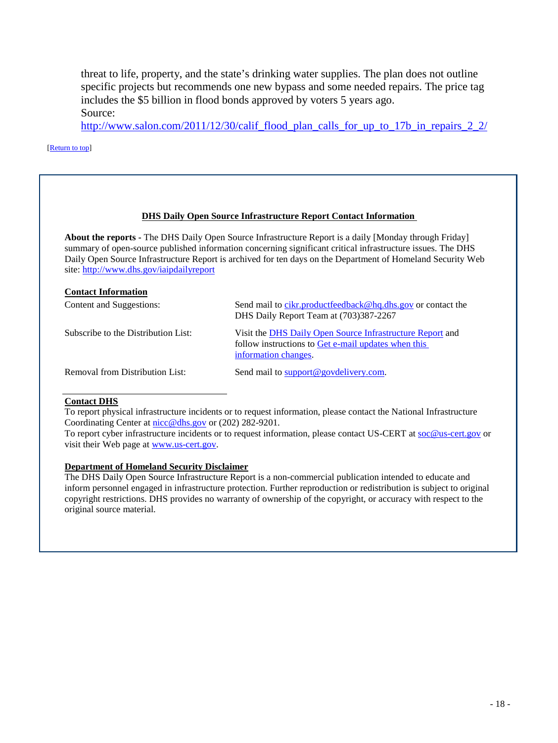threat to life, property, and the state's drinking water supplies. The plan does not outline specific projects but recommends one new bypass and some needed repairs. The price tag includes the $5 billion in flood bonds approved by voters 5 years ago.
Source:
http://www.salon.com/2011/12/30/calif_flood_plan_calls_for_up_to_17b_in_repairs_2_2/

[Return to top]

**DHS Daily Open Source Infrastructure Report Contact Information**

**About the reports -** The DHS Daily Open Source Infrastructure Report is a daily [Monday through Friday] summary of open-source published information concerning significant critical infrastructure issues. The DHS Daily Open Source Infrastructure Report is archived for ten days on the Department of Homeland Security Web site: http://www.dhs.gov/iaipdailyreport

**Contact Information**

| | |
|---|---|
| Content and Suggestions: | Send mail to cikr.productfeedback@hq.dhs.gov or contact the DHS Daily Report Team at (703)387-2267 |
| Subscribe to the Distribution List: | Visit the DHS Daily Open Source Infrastructure Report and follow instructions to Get e-mail updates when this information changes. |
| Removal from Distribution List: | Send mail to support@govdelivery.com. |

**Contact DHS**

To report physical infrastructure incidents or to request information, please contact the National Infrastructure Coordinating Center at nicc@dhs.gov or (202) 282-9201.
To report cyber infrastructure incidents or to request information, please contact US-CERT at soc@us-cert.gov or visit their Web page at www.us-cert.gov.

**Department of Homeland Security Disclaimer**

The DHS Daily Open Source Infrastructure Report is a non-commercial publication intended to educate and inform personnel engaged in infrastructure protection. Further reproduction or redistribution is subject to original copyright restrictions. DHS provides no warranty of ownership of the copyright, or accuracy with respect to the original source material.